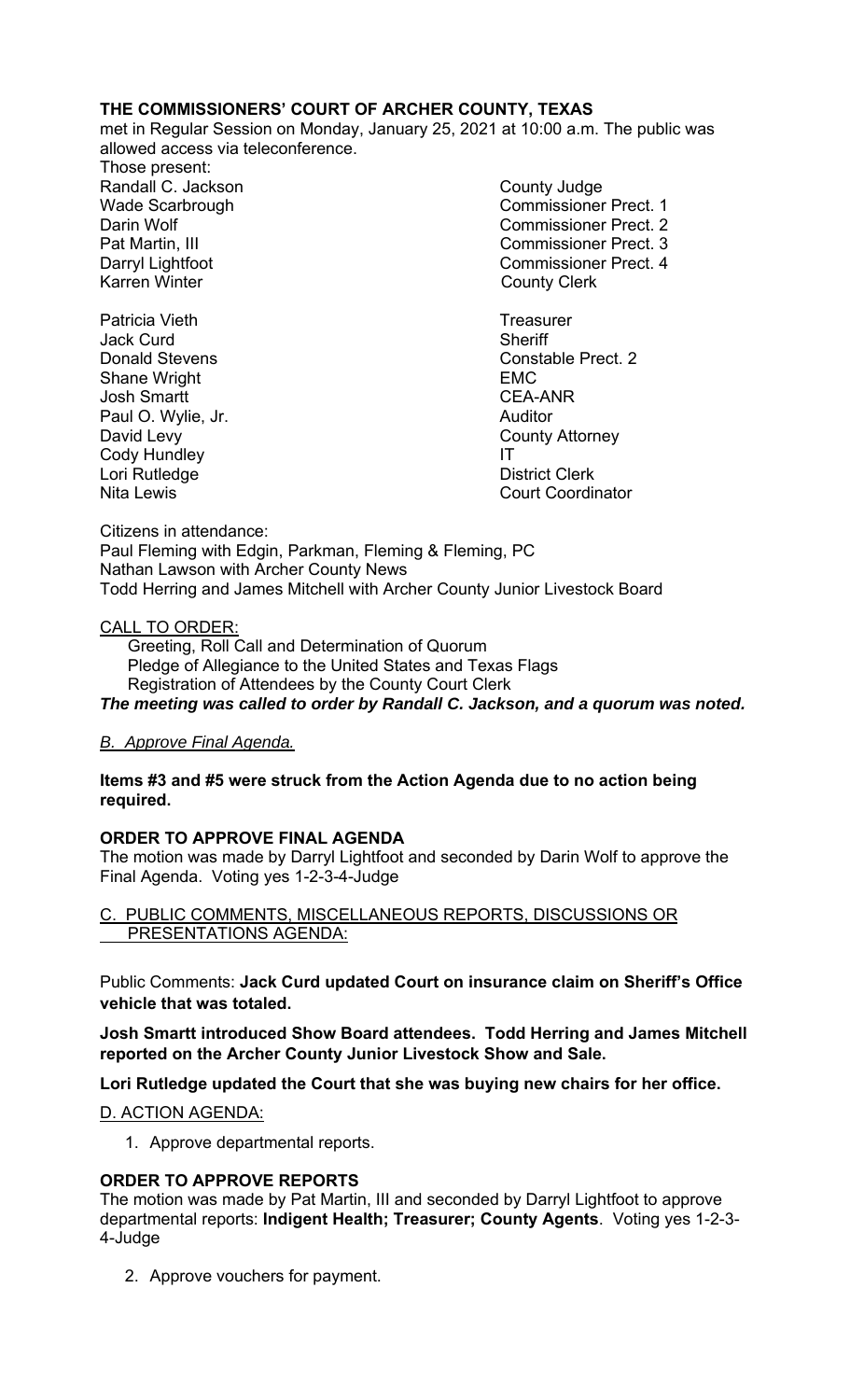**THE COMMISSIONERS' COURT OF ARCHER COUNTY, TEXAS**
met in Regular Session on Monday, January 25, 2021 at 10:00 a.m. The public was allowed access via teleconference.

Those present:

| | |
|---|---|
| Randall C. Jackson | County Judge |
| Wade Scarbrough | Commissioner Prect. 1 |
| Darin Wolf | Commissioner Prect. 2 |
| Pat Martin, III | Commissioner Prect. 3 |
| Darryl Lightfoot | Commissioner Prect. 4 |
| Karren Winter | County Clerk |
| Patricia Vieth | Treasurer |
| Jack Curd | Sheriff |
| Donald Stevens | Constable Prect. 2 |
| Shane Wright | EMC |
| Josh Smartt | CEA-ANR |
| Paul O. Wylie, Jr. | Auditor |
| David Levy | County Attorney |
| Cody Hundley | IT |
| Lori Rutledge | District Clerk |
| Nita Lewis | Court Coordinator |

Citizens in attendance:
Paul Fleming with Edgin, Parkman, Fleming & Fleming, PC
Nathan Lawson with Archer County News
Todd Herring and James Mitchell with Archer County Junior Livestock Board

CALL TO ORDER:
Greeting, Roll Call and Determination of Quorum
Pledge of Allegiance to the United States and Texas Flags
Registration of Attendees by the County Court Clerk
***The meeting was called to order by Randall C. Jackson, and a quorum was noted.***

*B. Approve Final Agenda.*

**Items #3 and #5 were struck from the Action Agenda due to no action being required.**

**ORDER TO APPROVE FINAL AGENDA**
The motion was made by Darryl Lightfoot and seconded by Darin Wolf to approve the Final Agenda. Voting yes 1-2-3-4-Judge

C. PUBLIC COMMENTS, MISCELLANEOUS REPORTS, DISCUSSIONS OR PRESENTATIONS AGENDA:

Public Comments: **Jack Curd updated Court on insurance claim on Sheriff's Office vehicle that was totaled.**

**Josh Smartt introduced Show Board attendees. Todd Herring and James Mitchell reported on the Archer County Junior Livestock Show and Sale.**

**Lori Rutledge updated the Court that she was buying new chairs for her office.**

D. ACTION AGENDA:

1. Approve departmental reports.

**ORDER TO APPROVE REPORTS**
The motion was made by Pat Martin, III and seconded by Darryl Lightfoot to approve departmental reports: **Indigent Health; Treasurer; County Agents**. Voting yes 1-2-3-4-Judge

2. Approve vouchers for payment.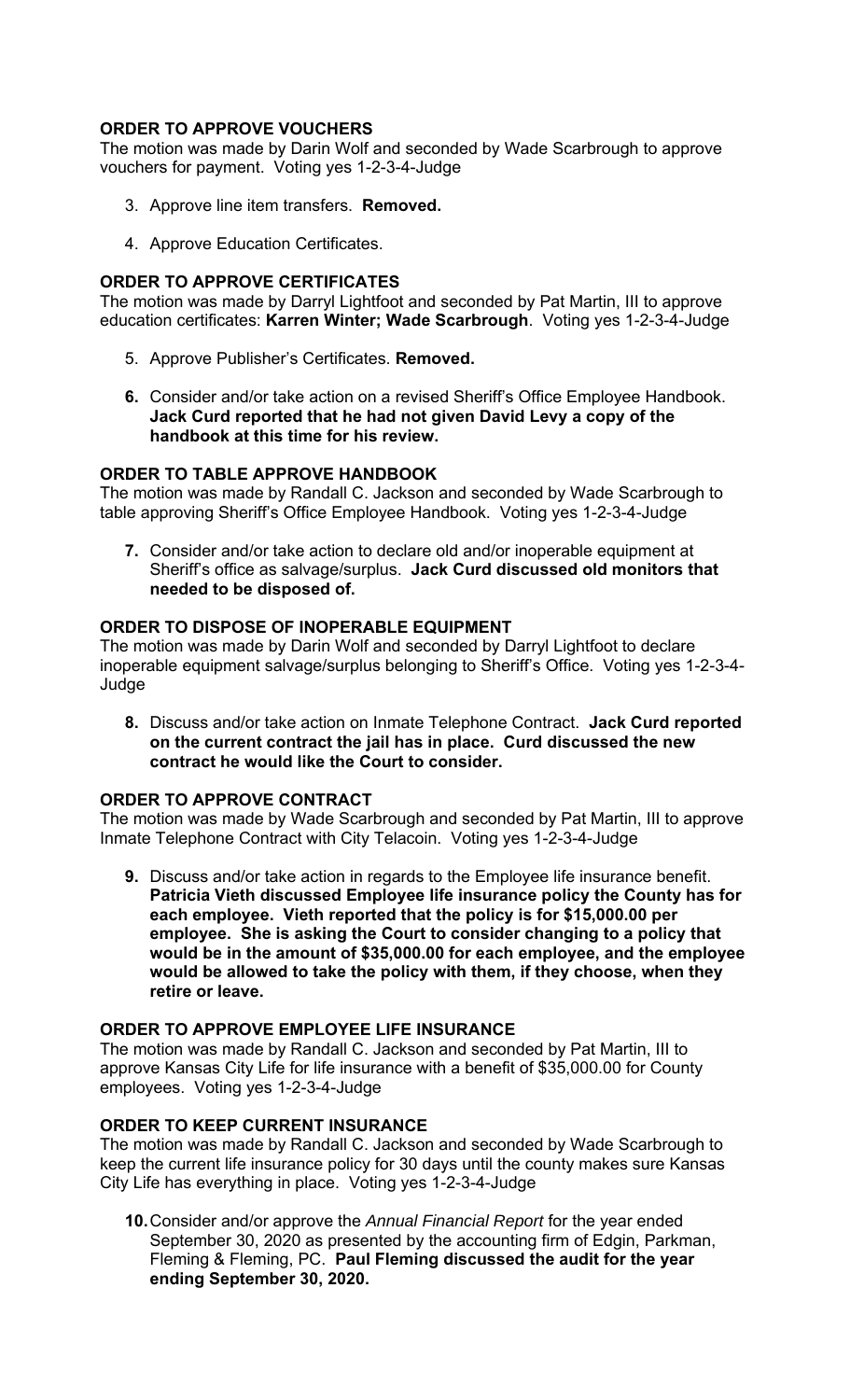**ORDER TO APPROVE VOUCHERS**

The motion was made by Darin Wolf and seconded by Wade Scarbrough to approve vouchers for payment. Voting yes 1-2-3-4-Judge

3. Approve line item transfers. **Removed.**

4. Approve Education Certificates.

**ORDER TO APPROVE CERTIFICATES**

The motion was made by Darryl Lightfoot and seconded by Pat Martin, III to approve education certificates: **Karren Winter; Wade Scarbrough**. Voting yes 1-2-3-4-Judge

5. Approve Publisher's Certificates. **Removed.**

6. Consider and/or take action on a revised Sheriff's Office Employee Handbook. **Jack Curd reported that he had not given David Levy a copy of the handbook at this time for his review.**

**ORDER TO TABLE APPROVE HANDBOOK**

The motion was made by Randall C. Jackson and seconded by Wade Scarbrough to table approving Sheriff's Office Employee Handbook. Voting yes 1-2-3-4-Judge

7. Consider and/or take action to declare old and/or inoperable equipment at Sheriff's office as salvage/surplus. **Jack Curd discussed old monitors that needed to be disposed of.**

**ORDER TO DISPOSE OF INOPERABLE EQUIPMENT**

The motion was made by Darin Wolf and seconded by Darryl Lightfoot to declare inoperable equipment salvage/surplus belonging to Sheriff's Office. Voting yes 1-2-3-4-Judge

8. Discuss and/or take action on Inmate Telephone Contract. **Jack Curd reported on the current contract the jail has in place. Curd discussed the new contract he would like the Court to consider.**

**ORDER TO APPROVE CONTRACT**

The motion was made by Wade Scarbrough and seconded by Pat Martin, III to approve Inmate Telephone Contract with City Telacoin. Voting yes 1-2-3-4-Judge

9. Discuss and/or take action in regards to the Employee life insurance benefit. **Patricia Vieth discussed Employee life insurance policy the County has for each employee. Vieth reported that the policy is for $15,000.00 per employee. She is asking the Court to consider changing to a policy that would be in the amount of $35,000.00 for each employee, and the employee would be allowed to take the policy with them, if they choose, when they retire or leave.**

**ORDER TO APPROVE EMPLOYEE LIFE INSURANCE**

The motion was made by Randall C. Jackson and seconded by Pat Martin, III to approve Kansas City Life for life insurance with a benefit of $35,000.00 for County employees. Voting yes 1-2-3-4-Judge

**ORDER TO KEEP CURRENT INSURANCE**

The motion was made by Randall C. Jackson and seconded by Wade Scarbrough to keep the current life insurance policy for 30 days until the county makes sure Kansas City Life has everything in place. Voting yes 1-2-3-4-Judge

10. Consider and/or approve the *Annual Financial Report* for the year ended September 30, 2020 as presented by the accounting firm of Edgin, Parkman, Fleming & Fleming, PC. **Paul Fleming discussed the audit for the year ending September 30, 2020.**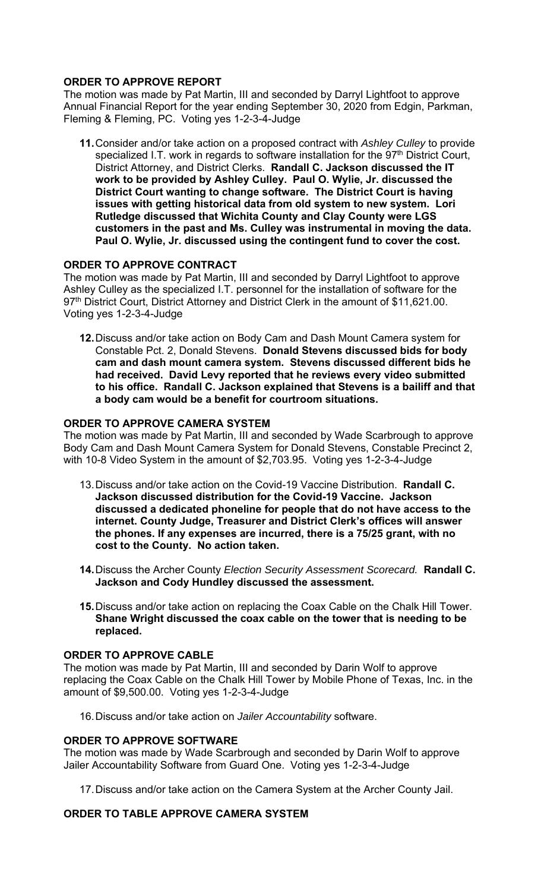**ORDER TO APPROVE REPORT**

The motion was made by Pat Martin, III and seconded by Darryl Lightfoot to approve Annual Financial Report for the year ending September 30, 2020 from Edgin, Parkman, Fleming & Fleming, PC. Voting yes 1-2-3-4-Judge

11. Consider and/or take action on a proposed contract with *Ashley Culley* to provide specialized I.T. work in regards to software installation for the 97th District Court, District Attorney, and District Clerks. **Randall C. Jackson discussed the IT work to be provided by Ashley Culley. Paul O. Wylie, Jr. discussed the District Court wanting to change software. The District Court is having issues with getting historical data from old system to new system. Lori Rutledge discussed that Wichita County and Clay County were LGS customers in the past and Ms. Culley was instrumental in moving the data. Paul O. Wylie, Jr. discussed using the contingent fund to cover the cost.**

**ORDER TO APPROVE CONTRACT**

The motion was made by Pat Martin, III and seconded by Darryl Lightfoot to approve Ashley Culley as the specialized I.T. personnel for the installation of software for the 97th District Court, District Attorney and District Clerk in the amount of $11,621.00. Voting yes 1-2-3-4-Judge

12. Discuss and/or take action on Body Cam and Dash Mount Camera system for Constable Pct. 2, Donald Stevens. **Donald Stevens discussed bids for body cam and dash mount camera system. Stevens discussed different bids he had received. David Levy reported that he reviews every video submitted to his office. Randall C. Jackson explained that Stevens is a bailiff and that a body cam would be a benefit for courtroom situations.**

**ORDER TO APPROVE CAMERA SYSTEM**

The motion was made by Pat Martin, III and seconded by Wade Scarbrough to approve Body Cam and Dash Mount Camera System for Donald Stevens, Constable Precinct 2, with 10-8 Video System in the amount of $2,703.95. Voting yes 1-2-3-4-Judge

13. Discuss and/or take action on the Covid-19 Vaccine Distribution. **Randall C. Jackson discussed distribution for the Covid-19 Vaccine. Jackson discussed a dedicated phoneline for people that do not have access to the internet. County Judge, Treasurer and District Clerk's offices will answer the phones. If any expenses are incurred, there is a 75/25 grant, with no cost to the County. No action taken.**

14. Discuss the Archer County *Election Security Assessment Scorecard.* **Randall C. Jackson and Cody Hundley discussed the assessment.**

15. Discuss and/or take action on replacing the Coax Cable on the Chalk Hill Tower. **Shane Wright discussed the coax cable on the tower that is needing to be replaced.**

**ORDER TO APPROVE CABLE**

The motion was made by Pat Martin, III and seconded by Darin Wolf to approve replacing the Coax Cable on the Chalk Hill Tower by Mobile Phone of Texas, Inc. in the amount of $9,500.00. Voting yes 1-2-3-4-Judge

16. Discuss and/or take action on *Jailer Accountability* software.

**ORDER TO APPROVE SOFTWARE**

The motion was made by Wade Scarbrough and seconded by Darin Wolf to approve Jailer Accountability Software from Guard One. Voting yes 1-2-3-4-Judge

17. Discuss and/or take action on the Camera System at the Archer County Jail.

**ORDER TO TABLE APPROVE CAMERA SYSTEM**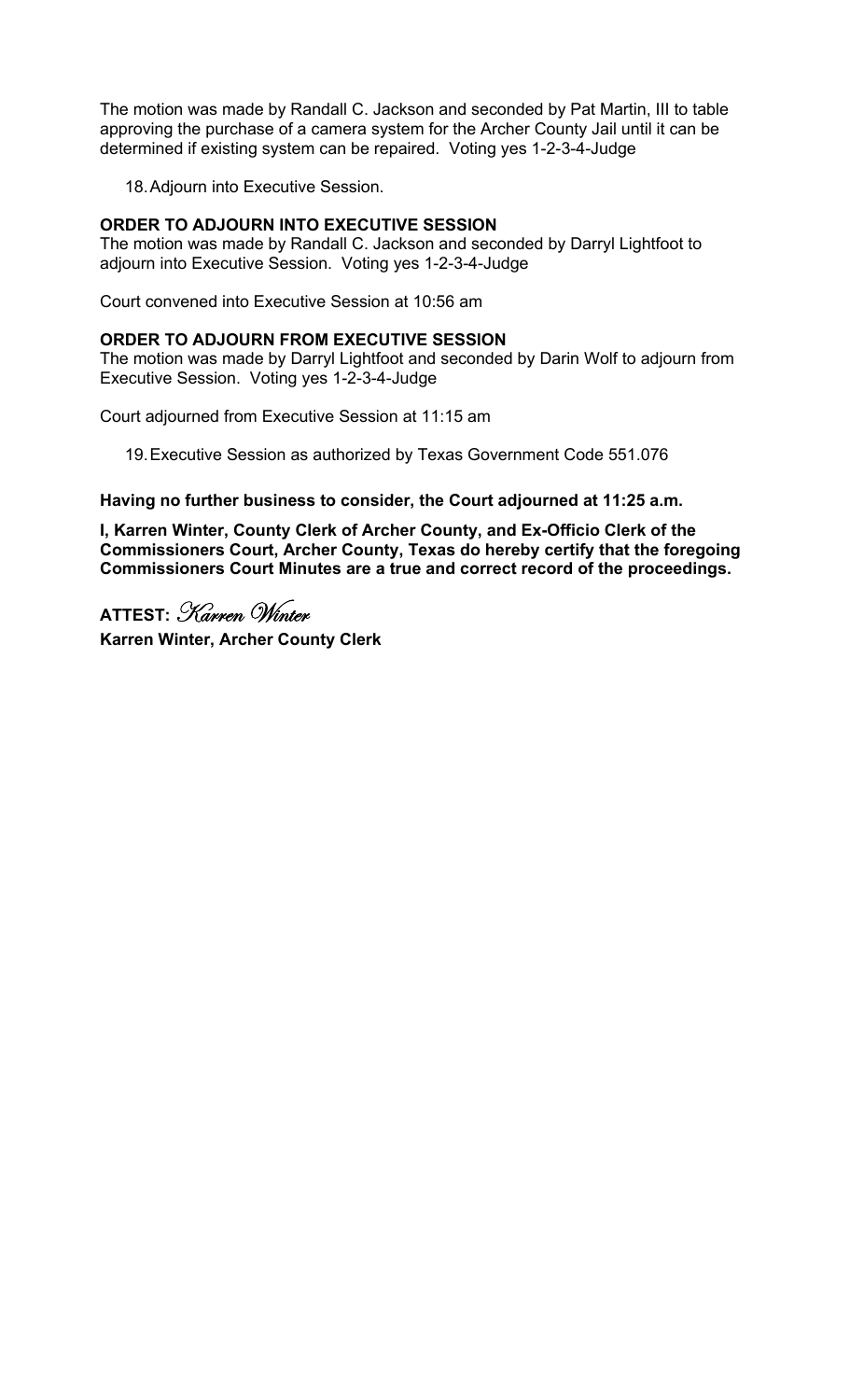The motion was made by Randall C. Jackson and seconded by Pat Martin, III to table approving the purchase of a camera system for the Archer County Jail until it can be determined if existing system can be repaired. Voting yes 1-2-3-4-Judge

18. Adjourn into Executive Session.

**ORDER TO ADJOURN INTO EXECUTIVE SESSION**

The motion was made by Randall C. Jackson and seconded by Darryl Lightfoot to adjourn into Executive Session. Voting yes 1-2-3-4-Judge

Court convened into Executive Session at 10:56 am

**ORDER TO ADJOURN FROM EXECUTIVE SESSION**

The motion was made by Darryl Lightfoot and seconded by Darin Wolf to adjourn from Executive Session. Voting yes 1-2-3-4-Judge

Court adjourned from Executive Session at 11:15 am

19. Executive Session as authorized by Texas Government Code 551.076

**Having no further business to consider, the Court adjourned at 11:25 a.m.**

**I, Karren Winter, County Clerk of Archer County, and Ex-Officio Clerk of the Commissioners Court, Archer County, Texas do hereby certify that the foregoing Commissioners Court Minutes are a true and correct record of the proceedings.**

**ATTEST:** *Karren Winter*

**Karren Winter, Archer County Clerk**